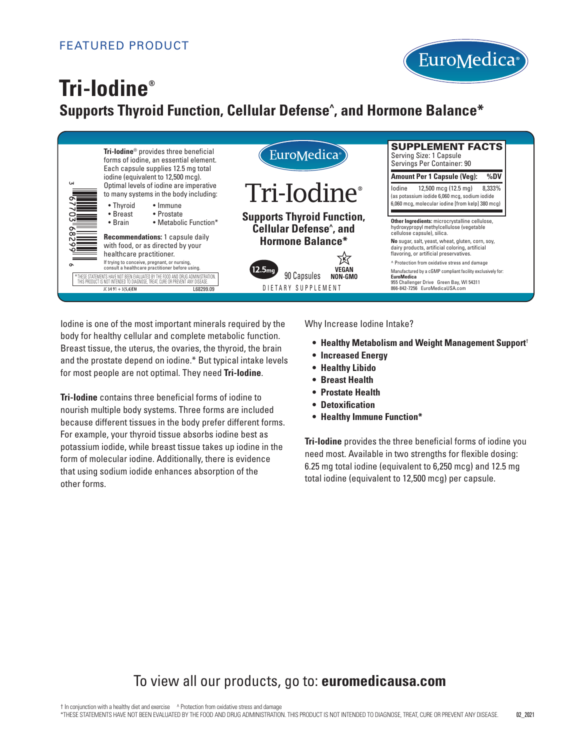FEATURED PRODUCT

EuroMedica®

# Tri-Iodine®

## Supports Thyroid Function, Cellular Defense^, and Hormone Balance*

**Tri-Iodine**® provides three beneficial forms of iodine, an essential element. Each capsule supplies 12.5 mg total iodine (equivalent to 12,500 mcg). Optimal levels of iodine are imperative to many systems in the body including:

- Thyroid
- Breast
- Brain
- Immune
- Prostate
- Metabolic Function*

**Recommendations:** 1 capsule daily with food, or as directed by your healthcare practitioner.

If trying to conceive, pregnant, or nursing, consult a healthcare practitioner before using.

*THESE STATEMENTS HAVE NOT BEEN EVALUATED BY THE FOOD AND DRUG ADMINISTRATION. THIS PRODUCT IS NOT INTENDED TO DIAGNOSE, TREAT, CURE OR PREVENT ANY DISEASE.

3 67703 68299 6

JC 34 91 + 3(5,6)EM L68299.09

EuroMedica®

Tri-Iodine®

**Supports Thyroid Function, Cellular Defense^, and Hormone Balance***

12.5mg | 90 Capsules | VEGAN NON-GMO

DIETARY SUPPLEMENT

**SUPPLEMENT FACTS**

Serving Size: 1 Capsule
Servings Per Container: 90

| Amount Per 1 Capsule (Veg): | | %DV |
|---|---|---|
| Iodine | 12,500 mcg (12.5 mg) | 8,333% |
| (as potassium iodide 6,060 mcg, sodium iodide 6,060 mcg, molecular iodine [from kelp] 380 mcg) | | |

**Other Ingredients:** microcrystalline cellulose, hydroxypropyl methylcellulose (vegetable cellulose capsule), silica.

**No** sugar, salt, yeast, wheat, gluten, corn, soy, dairy products, artificial coloring, artificial flavoring, or artificial preservatives.

^ Protection from oxidative stress and damage

Manufactured by a cGMP compliant facility exclusively for:
**EuroMedica**
955 Challenger Drive Green Bay, WI 54311
866-842-7256 EuroMedicaUSA.com

Iodine is one of the most important minerals required by the body for healthy cellular and complete metabolic function. Breast tissue, the uterus, the ovaries, the thyroid, the brain and the prostate depend on iodine.* But typical intake levels for most people are not optimal. They need **Tri-Iodine**.

**Tri-Iodine** contains three beneficial forms of iodine to nourish multiple body systems. Three forms are included because different tissues in the body prefer different forms. For example, your thyroid tissue absorbs iodine best as potassium iodide, while breast tissue takes up iodine in the form of molecular iodine. Additionally, there is evidence that using sodium iodide enhances absorption of the other forms.

Why Increase Iodine Intake?

- **Healthy Metabolism and Weight Management Support**†
- **Increased Energy**
- **Healthy Libido**
- **Breast Health**
- **Prostate Health**
- **Detoxification**
- **Healthy Immune Function***

**Tri-Iodine** provides the three beneficial forms of iodine you need most. Available in two strengths for flexible dosing: 6.25 mg total iodine (equivalent to 6,250 mcg) and 12.5 mg total iodine (equivalent to 12,500 mcg) per capsule.

To view all our products, go to: **euromedicausa.com**

† In conjunction with a healthy diet and exercise ^ Protection from oxidative stress and damage

*THESE STATEMENTS HAVE NOT BEEN EVALUATED BY THE FOOD AND DRUG ADMINISTRATION. THIS PRODUCT IS NOT INTENDED TO DIAGNOSE, TREAT, CURE OR PREVENT ANY DISEASE.

02_2021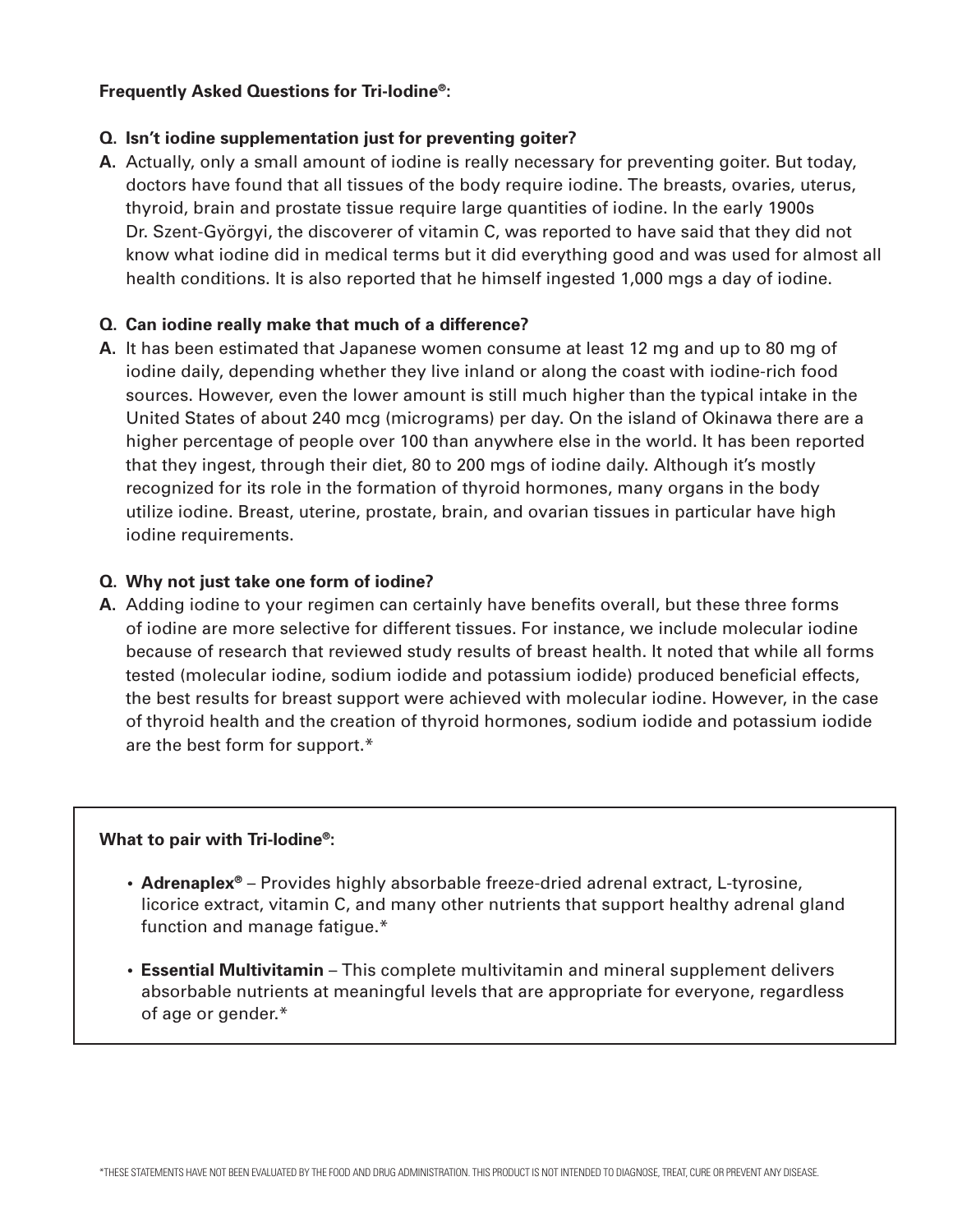**Frequently Asked Questions for Tri-Iodine®:**

**Q. Isn't iodine supplementation just for preventing goiter?**

**A.** Actually, only a small amount of iodine is really necessary for preventing goiter. But today, doctors have found that all tissues of the body require iodine. The breasts, ovaries, uterus, thyroid, brain and prostate tissue require large quantities of iodine. In the early 1900s Dr. Szent-Györgyi, the discoverer of vitamin C, was reported to have said that they did not know what iodine did in medical terms but it did everything good and was used for almost all health conditions. It is also reported that he himself ingested 1,000 mgs a day of iodine.

**Q. Can iodine really make that much of a difference?**

**A.** It has been estimated that Japanese women consume at least 12 mg and up to 80 mg of iodine daily, depending whether they live inland or along the coast with iodine-rich food sources. However, even the lower amount is still much higher than the typical intake in the United States of about 240 mcg (micrograms) per day. On the island of Okinawa there are a higher percentage of people over 100 than anywhere else in the world. It has been reported that they ingest, through their diet, 80 to 200 mgs of iodine daily. Although it's mostly recognized for its role in the formation of thyroid hormones, many organs in the body utilize iodine. Breast, uterine, prostate, brain, and ovarian tissues in particular have high iodine requirements.

**Q. Why not just take one form of iodine?**

**A.** Adding iodine to your regimen can certainly have benefits overall, but these three forms of iodine are more selective for different tissues. For instance, we include molecular iodine because of research that reviewed study results of breast health. It noted that while all forms tested (molecular iodine, sodium iodide and potassium iodide) produced beneficial effects, the best results for breast support were achieved with molecular iodine. However, in the case of thyroid health and the creation of thyroid hormones, sodium iodide and potassium iodide are the best form for support.*

**What to pair with Tri-Iodine®:**

- **Adrenaplex®** – Provides highly absorbable freeze-dried adrenal extract, L-tyrosine, licorice extract, vitamin C, and many other nutrients that support healthy adrenal gland function and manage fatigue.*
- **Essential Multivitamin** – This complete multivitamin and mineral supplement delivers absorbable nutrients at meaningful levels that are appropriate for everyone, regardless of age or gender.*

*THESE STATEMENTS HAVE NOT BEEN EVALUATED BY THE FOOD AND DRUG ADMINISTRATION. THIS PRODUCT IS NOT INTENDED TO DIAGNOSE, TREAT, CURE OR PREVENT ANY DISEASE.